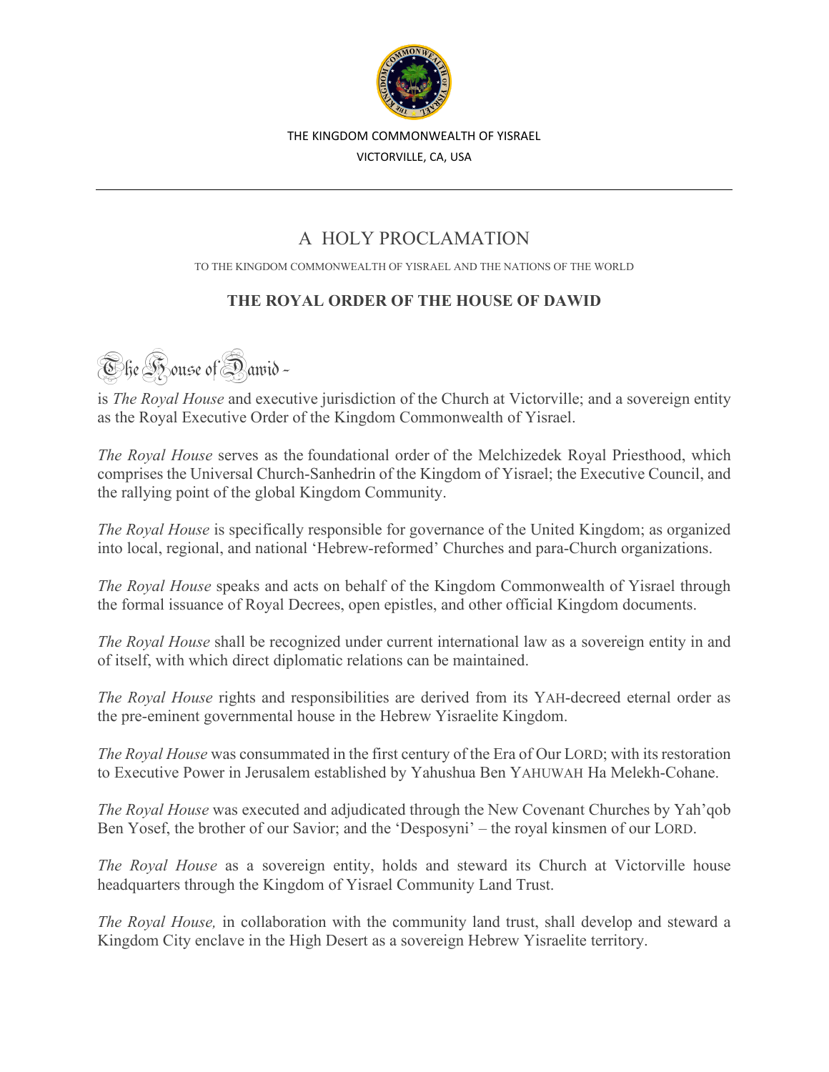THE KINGDOM COMMONWEALTH OF YISRAEL

VICTORVILLE, CA, USA

---

# A HOLY PROCLAMATION

TO THE KINGDOM COMMONWEALTH OF YISRAEL AND THE NATIONS OF THE WORLD

## THE ROYAL ORDER OF THE HOUSE OF DAWID

The House of Dawid -

is *The Royal House* and executive jurisdiction of the Church at Victorville; and a sovereign entity as the Royal Executive Order of the Kingdom Commonwealth of Yisrael.

*The Royal House* serves as the foundational order of the Melchizedek Royal Priesthood, which comprises the Universal Church-Sanhedrin of the Kingdom of Yisrael; the Executive Council, and the rallying point of the global Kingdom Community.

*The Royal House* is specifically responsible for governance of the United Kingdom; as organized into local, regional, and national 'Hebrew-reformed' Churches and para-Church organizations.

*The Royal House* speaks and acts on behalf of the Kingdom Commonwealth of Yisrael through the formal issuance of Royal Decrees, open epistles, and other official Kingdom documents.

*The Royal House* shall be recognized under current international law as a sovereign entity in and of itself, with which direct diplomatic relations can be maintained.

*The Royal House* rights and responsibilities are derived from its YAH-decreed eternal order as the pre-eminent governmental house in the Hebrew Yisraelite Kingdom.

*The Royal House* was consummated in the first century of the Era of Our LORD; with its restoration to Executive Power in Jerusalem established by Yahushua Ben YAHUWAH Ha Melekh-Cohane.

*The Royal House* was executed and adjudicated through the New Covenant Churches by Yah'qob Ben Yosef, the brother of our Savior; and the 'Desposyni' – the royal kinsmen of our LORD.

*The Royal House* as a sovereign entity, holds and steward its Church at Victorville house headquarters through the Kingdom of Yisrael Community Land Trust.

*The Royal House,* in collaboration with the community land trust, shall develop and steward a Kingdom City enclave in the High Desert as a sovereign Hebrew Yisraelite territory.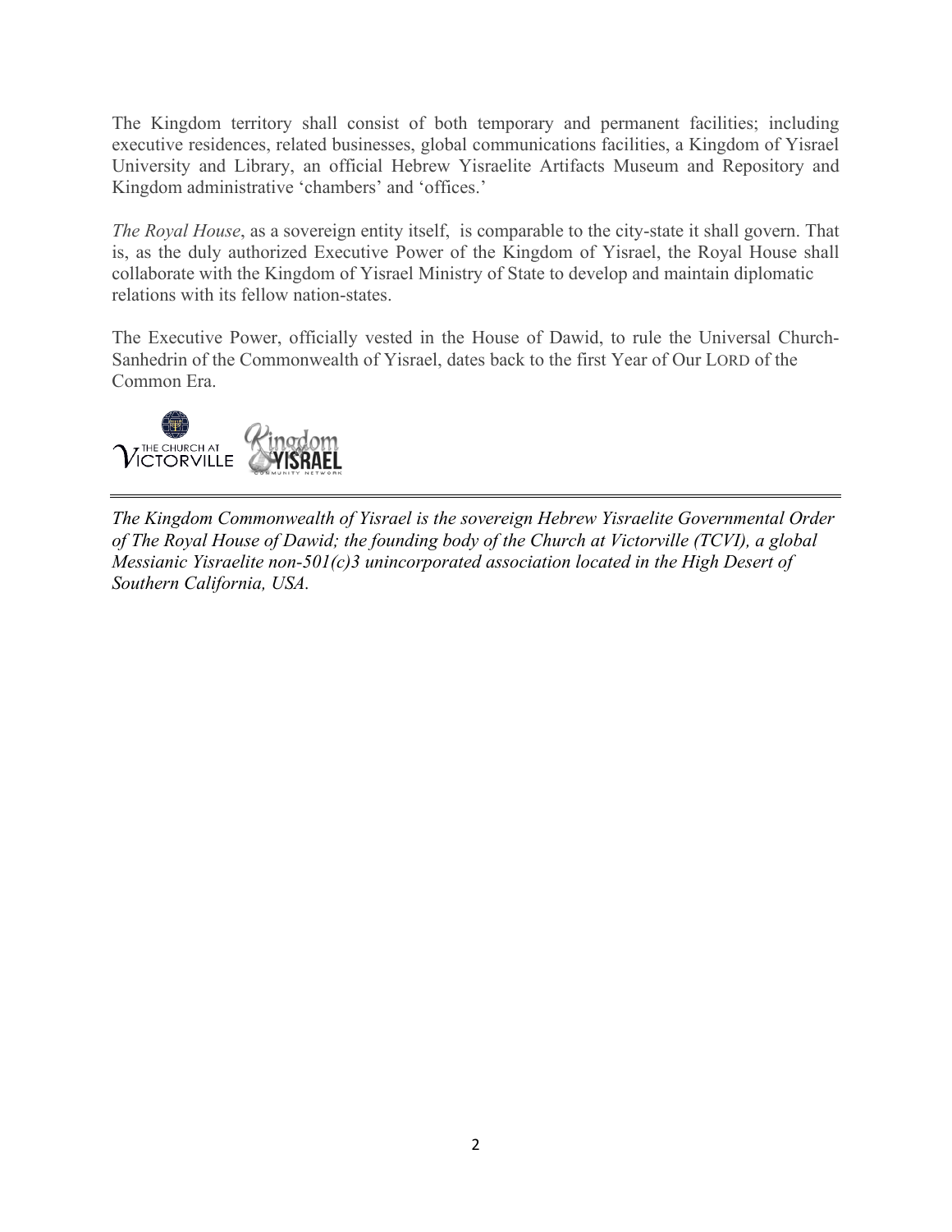The Kingdom territory shall consist of both temporary and permanent facilities; including executive residences, related businesses, global communications facilities, a Kingdom of Yisrael University and Library, an official Hebrew Yisraelite Artifacts Museum and Repository and Kingdom administrative 'chambers' and 'offices.'

*The Royal House*, as a sovereign entity itself, is comparable to the city-state it shall govern. That is, as the duly authorized Executive Power of the Kingdom of Yisrael, the Royal House shall collaborate with the Kingdom of Yisrael Ministry of State to develop and maintain diplomatic relations with its fellow nation-states.

The Executive Power, officially vested in the House of Dawid, to rule the Universal Church-Sanhedrin of the Commonwealth of Yisrael, dates back to the first Year of Our LORD of the Common Era.

THE CHURCH AT VICTORVILLE

Kingdom YISRAEL COMMUNITY NETWORK

---

*The Kingdom Commonwealth of Yisrael is the sovereign Hebrew Yisraelite Governmental Order of The Royal House of Dawid; the founding body of the Church at Victorville (TCVI), a global Messianic Yisraelite non-501(c)3 unincorporated association located in the High Desert of Southern California, USA.*